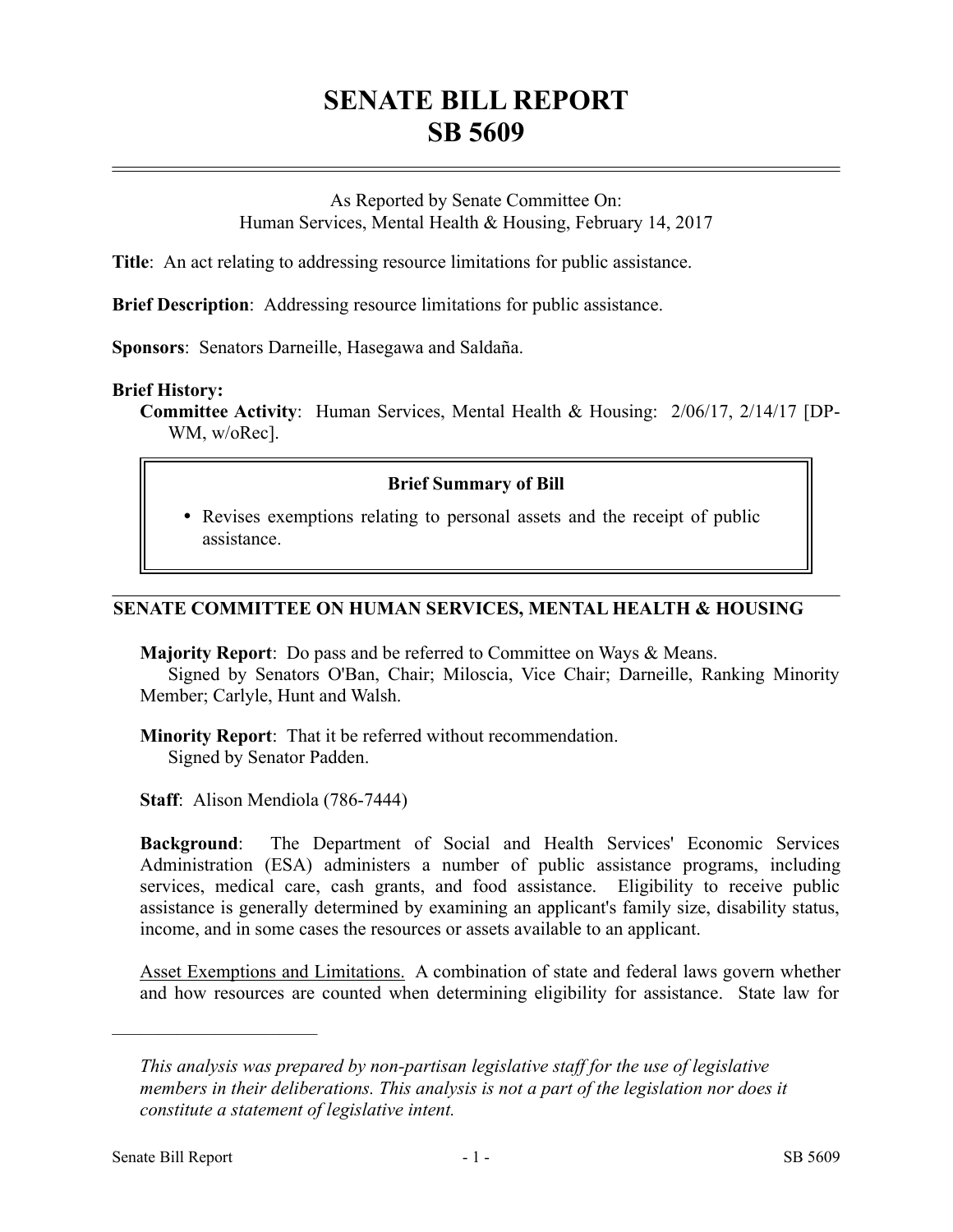# SENATE BILL REPORT
# SB 5609

As Reported by Senate Committee On:
Human Services, Mental Health & Housing, February 14, 2017

**Title**: An act relating to addressing resource limitations for public assistance.

**Brief Description**: Addressing resource limitations for public assistance.

**Sponsors**: Senators Darneille, Hasegawa and Saldaña.

**Brief History:**

**Committee Activity**: Human Services, Mental Health & Housing: 2/06/17, 2/14/17 [DP-WM, w/oRec].

**Brief Summary of Bill**

- Revises exemptions relating to personal assets and the receipt of public assistance.

## SENATE COMMITTEE ON HUMAN SERVICES, MENTAL HEALTH & HOUSING

**Majority Report**: Do pass and be referred to Committee on Ways & Means.
Signed by Senators O'Ban, Chair; Miloscia, Vice Chair; Darneille, Ranking Minority Member; Carlyle, Hunt and Walsh.

**Minority Report**: That it be referred without recommendation.
Signed by Senator Padden.

**Staff**: Alison Mendiola (786-7444)

**Background**: The Department of Social and Health Services' Economic Services Administration (ESA) administers a number of public assistance programs, including services, medical care, cash grants, and food assistance. Eligibility to receive public assistance is generally determined by examining an applicant's family size, disability status, income, and in some cases the resources or assets available to an applicant.

Asset Exemptions and Limitations. A combination of state and federal laws govern whether and how resources are counted when determining eligibility for assistance. State law for

---

*This analysis was prepared by non-partisan legislative staff for the use of legislative members in their deliberations. This analysis is not a part of the legislation nor does it constitute a statement of legislative intent.*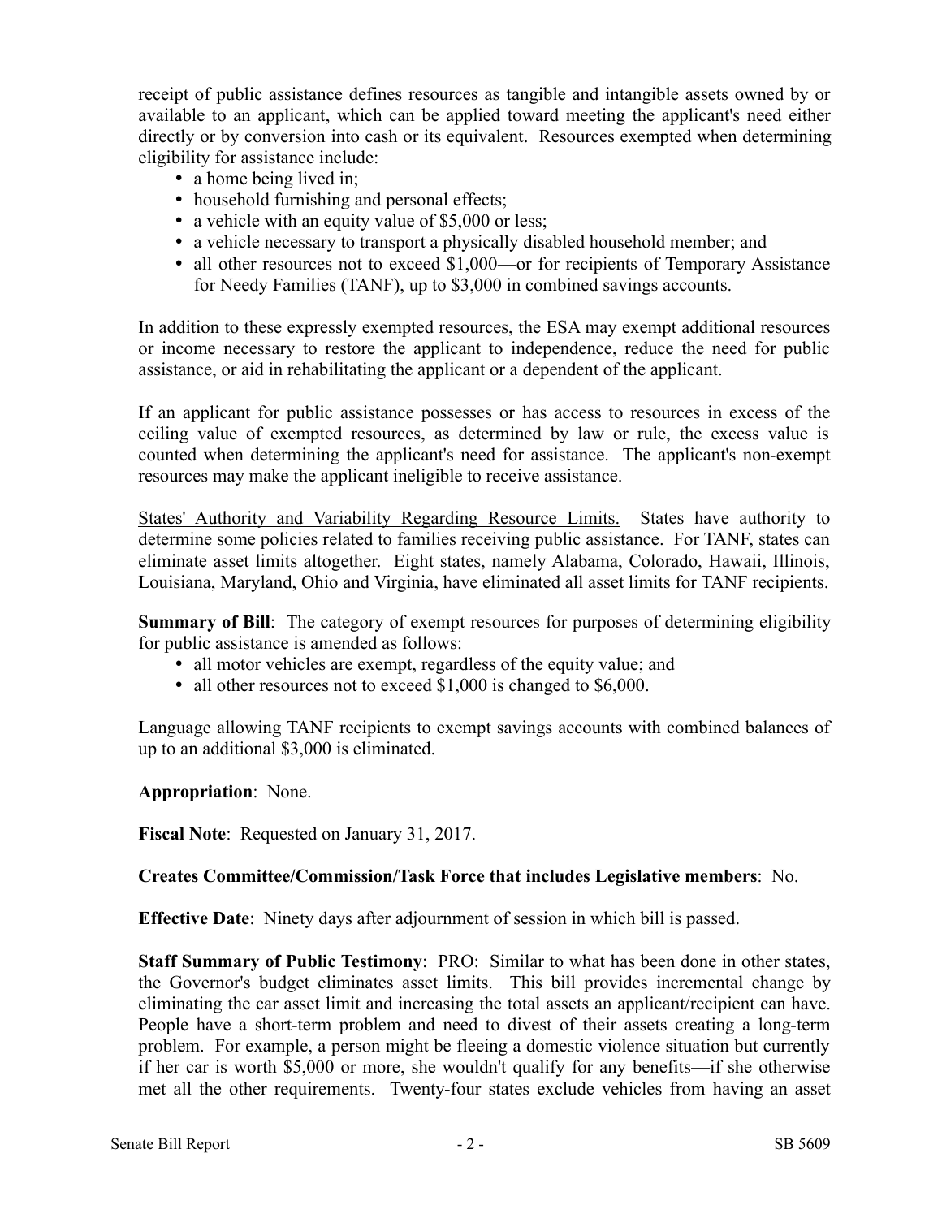receipt of public assistance defines resources as tangible and intangible assets owned by or available to an applicant, which can be applied toward meeting the applicant's need either directly or by conversion into cash or its equivalent. Resources exempted when determining eligibility for assistance include:

- a home being lived in;
- household furnishing and personal effects;
- a vehicle with an equity value of $5,000 or less;
- a vehicle necessary to transport a physically disabled household member; and
- all other resources not to exceed $1,000—or for recipients of Temporary Assistance for Needy Families (TANF), up to $3,000 in combined savings accounts.

In addition to these expressly exempted resources, the ESA may exempt additional resources or income necessary to restore the applicant to independence, reduce the need for public assistance, or aid in rehabilitating the applicant or a dependent of the applicant.

If an applicant for public assistance possesses or has access to resources in excess of the ceiling value of exempted resources, as determined by law or rule, the excess value is counted when determining the applicant's need for assistance. The applicant's non-exempt resources may make the applicant ineligible to receive assistance.

States' Authority and Variability Regarding Resource Limits. States have authority to determine some policies related to families receiving public assistance. For TANF, states can eliminate asset limits altogether. Eight states, namely Alabama, Colorado, Hawaii, Illinois, Louisiana, Maryland, Ohio and Virginia, have eliminated all asset limits for TANF recipients.

**Summary of Bill**: The category of exempt resources for purposes of determining eligibility for public assistance is amended as follows:

- all motor vehicles are exempt, regardless of the equity value; and
- all other resources not to exceed $1,000 is changed to $6,000.

Language allowing TANF recipients to exempt savings accounts with combined balances of up to an additional $3,000 is eliminated.

**Appropriation**: None.

**Fiscal Note**: Requested on January 31, 2017.

**Creates Committee/Commission/Task Force that includes Legislative members**: No.

**Effective Date**: Ninety days after adjournment of session in which bill is passed.

**Staff Summary of Public Testimony**: PRO: Similar to what has been done in other states, the Governor's budget eliminates asset limits. This bill provides incremental change by eliminating the car asset limit and increasing the total assets an applicant/recipient can have. People have a short-term problem and need to divest of their assets creating a long-term problem. For example, a person might be fleeing a domestic violence situation but currently if her car is worth $5,000 or more, she wouldn't qualify for any benefits—if she otherwise met all the other requirements. Twenty-four states exclude vehicles from having an asset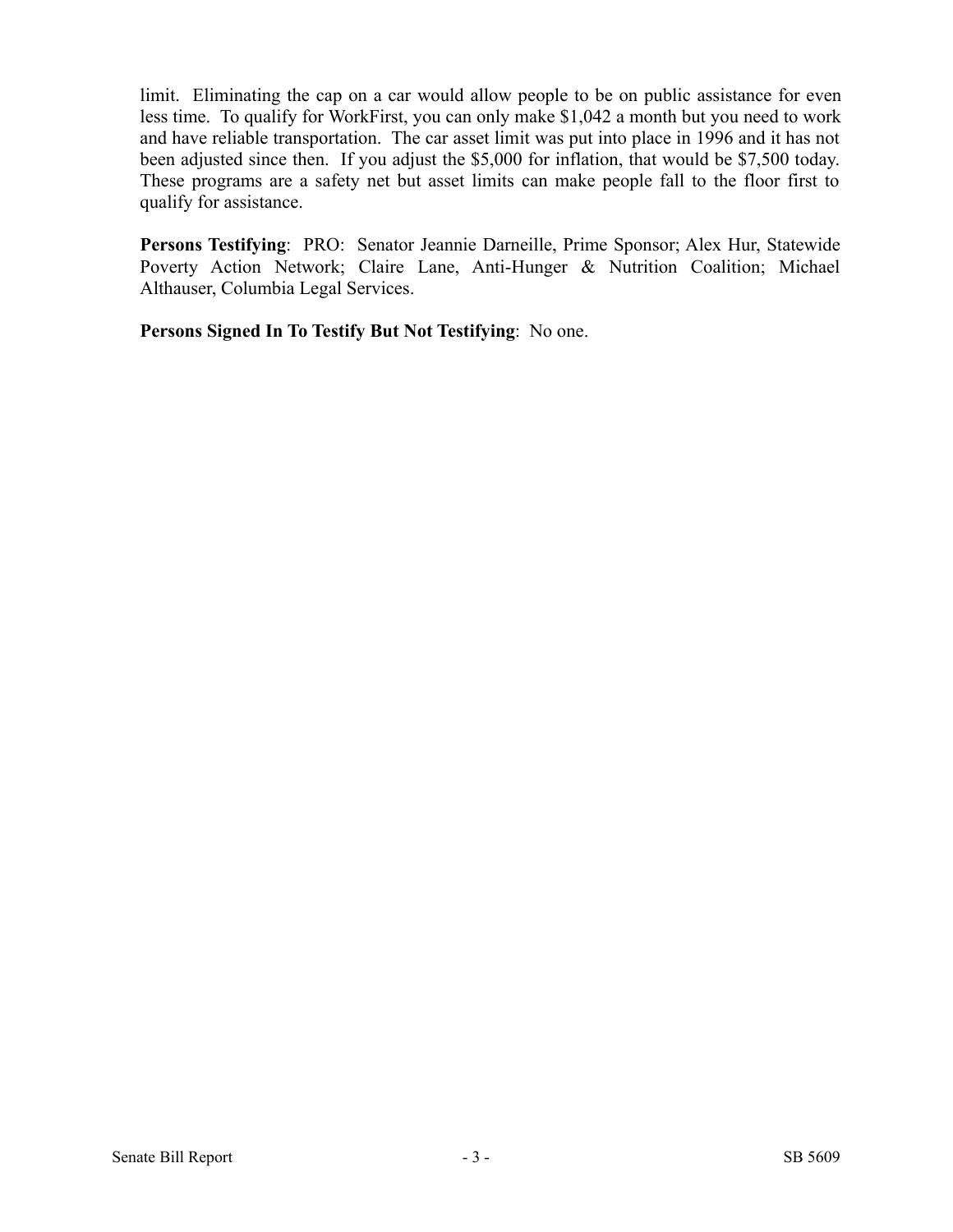limit. Eliminating the cap on a car would allow people to be on public assistance for even less time. To qualify for WorkFirst, you can only make $1,042 a month but you need to work and have reliable transportation. The car asset limit was put into place in 1996 and it has not been adjusted since then. If you adjust the $5,000 for inflation, that would be $7,500 today. These programs are a safety net but asset limits can make people fall to the floor first to qualify for assistance.

**Persons Testifying**: PRO: Senator Jeannie Darneille, Prime Sponsor; Alex Hur, Statewide Poverty Action Network; Claire Lane, Anti-Hunger & Nutrition Coalition; Michael Althauser, Columbia Legal Services.

**Persons Signed In To Testify But Not Testifying**: No one.